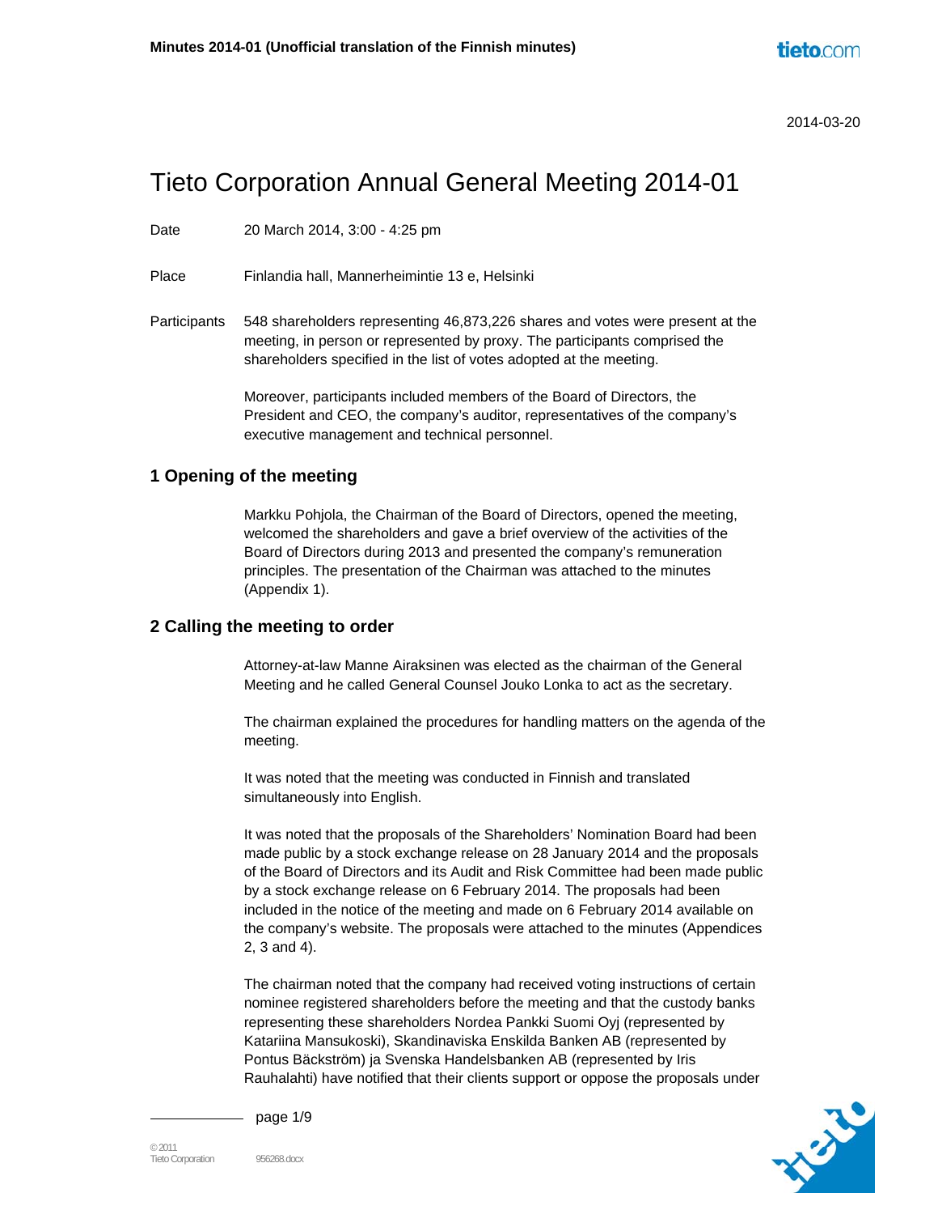2014-03-20

# Tieto Corporation Annual General Meeting 2014-01

Date 20 March 2014, 3:00 - 4:25 pm

Place Finlandia hall, Mannerheimintie 13 e, Helsinki

Participants 548 shareholders representing 46,873,226 shares and votes were present at the meeting, in person or represented by proxy. The participants comprised the shareholders specified in the list of votes adopted at the meeting.

Moreover, participants included members of the Board of Directors, the President and CEO, the company's auditor, representatives of the company's executive management and technical personnel.

## 1 Opening of the meeting

Markku Pohjola, the Chairman of the Board of Directors, opened the meeting, welcomed the shareholders and gave a brief overview of the activities of the Board of Directors during 2013 and presented the company's remuneration principles. The presentation of the Chairman was attached to the minutes (Appendix 1).

## 2 Calling the meeting to order

Attorney-at-law Manne Airaksinen was elected as the chairman of the General Meeting and he called General Counsel Jouko Lonka to act as the secretary.

The chairman explained the procedures for handling matters on the agenda of the meeting.

It was noted that the meeting was conducted in Finnish and translated simultaneously into English.

It was noted that the proposals of the Shareholders' Nomination Board had been made public by a stock exchange release on 28 January 2014 and the proposals of the Board of Directors and its Audit and Risk Committee had been made public by a stock exchange release on 6 February 2014. The proposals had been included in the notice of the meeting and made on 6 February 2014 available on the company's website. The proposals were attached to the minutes (Appendices 2, 3 and 4).

The chairman noted that the company had received voting instructions of certain nominee registered shareholders before the meeting and that the custody banks representing these shareholders Nordea Pankki Suomi Oyj (represented by Katariina Mansukoski), Skandinaviska Enskilda Banken AB (represented by Pontus Bäckström) ja Svenska Handelsbanken AB (represented by Iris Rauhalahti) have notified that their clients support or oppose the proposals under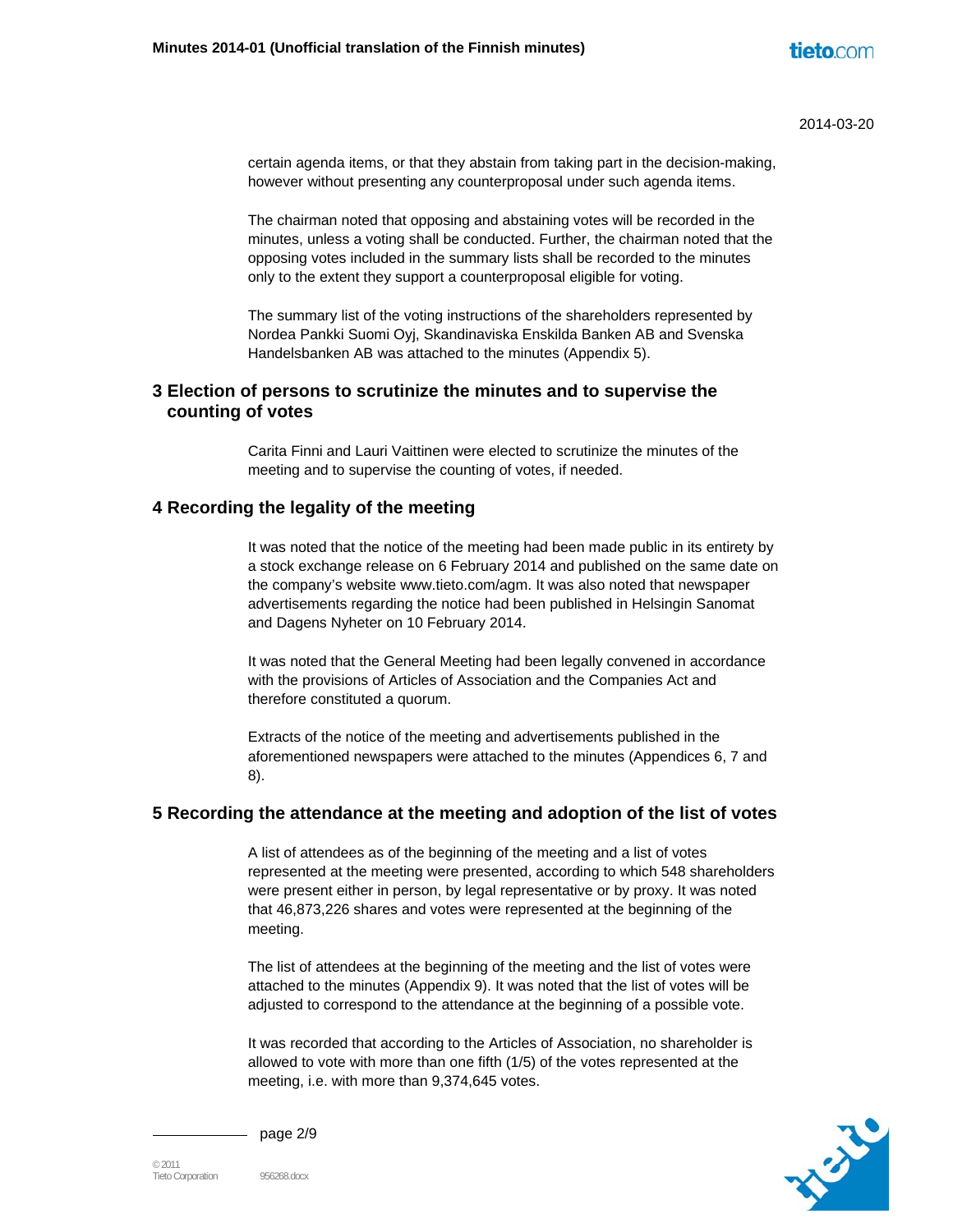certain agenda items, or that they abstain from taking part in the decision-making, however without presenting any counterproposal under such agenda items.

The chairman noted that opposing and abstaining votes will be recorded in the minutes, unless a voting shall be conducted. Further, the chairman noted that the opposing votes included in the summary lists shall be recorded to the minutes only to the extent they support a counterproposal eligible for voting.

The summary list of the voting instructions of the shareholders represented by Nordea Pankki Suomi Oyj, Skandinaviska Enskilda Banken AB and Svenska Handelsbanken AB was attached to the minutes (Appendix 5).

## 3 Election of persons to scrutinize the minutes and to supervise the counting of votes

Carita Finni and Lauri Vaittinen were elected to scrutinize the minutes of the meeting and to supervise the counting of votes, if needed.

## 4 Recording the legality of the meeting

It was noted that the notice of the meeting had been made public in its entirety by a stock exchange release on 6 February 2014 and published on the same date on the company's website www.tieto.com/agm. It was also noted that newspaper advertisements regarding the notice had been published in Helsingin Sanomat and Dagens Nyheter on 10 February 2014.

It was noted that the General Meeting had been legally convened in accordance with the provisions of Articles of Association and the Companies Act and therefore constituted a quorum.

Extracts of the notice of the meeting and advertisements published in the aforementioned newspapers were attached to the minutes (Appendices 6, 7 and 8).

## 5 Recording the attendance at the meeting and adoption of the list of votes

A list of attendees as of the beginning of the meeting and a list of votes represented at the meeting were presented, according to which 548 shareholders were present either in person, by legal representative or by proxy. It was noted that 46,873,226 shares and votes were represented at the beginning of the meeting.

The list of attendees at the beginning of the meeting and the list of votes were attached to the minutes (Appendix 9). It was noted that the list of votes will be adjusted to correspond to the attendance at the beginning of a possible vote.

It was recorded that according to the Articles of Association, no shareholder is allowed to vote with more than one fifth (1/5) of the votes represented at the meeting, i.e. with more than 9,374,645 votes.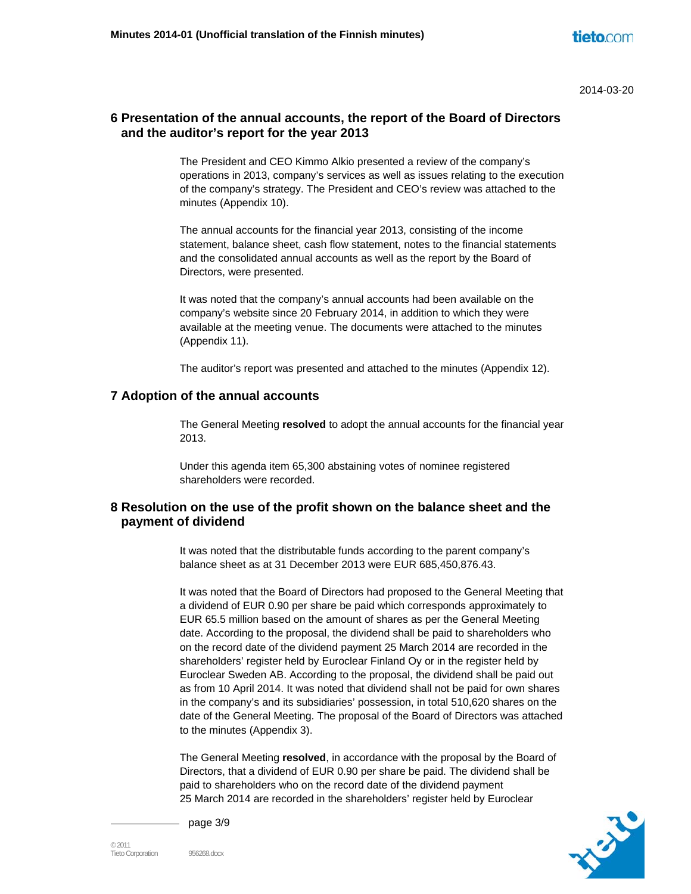## 6 Presentation of the annual accounts, the report of the Board of Directors and the auditor's report for the year 2013

The President and CEO Kimmo Alkio presented a review of the company's operations in 2013, company's services as well as issues relating to the execution of the company's strategy. The President and CEO's review was attached to the minutes (Appendix 10).

The annual accounts for the financial year 2013, consisting of the income statement, balance sheet, cash flow statement, notes to the financial statements and the consolidated annual accounts as well as the report by the Board of Directors, were presented.

It was noted that the company's annual accounts had been available on the company's website since 20 February 2014, in addition to which they were available at the meeting venue. The documents were attached to the minutes (Appendix 11).

The auditor's report was presented and attached to the minutes (Appendix 12).

## 7 Adoption of the annual accounts

The General Meeting **resolved** to adopt the annual accounts for the financial year 2013.

Under this agenda item 65,300 abstaining votes of nominee registered shareholders were recorded.

## 8 Resolution on the use of the profit shown on the balance sheet and the payment of dividend

It was noted that the distributable funds according to the parent company's balance sheet as at 31 December 2013 were EUR 685,450,876.43.

It was noted that the Board of Directors had proposed to the General Meeting that a dividend of EUR 0.90 per share be paid which corresponds approximately to EUR 65.5 million based on the amount of shares as per the General Meeting date. According to the proposal, the dividend shall be paid to shareholders who on the record date of the dividend payment 25 March 2014 are recorded in the shareholders' register held by Euroclear Finland Oy or in the register held by Euroclear Sweden AB. According to the proposal, the dividend shall be paid out as from 10 April 2014. It was noted that dividend shall not be paid for own shares in the company's and its subsidiaries' possession, in total 510,620 shares on the date of the General Meeting. The proposal of the Board of Directors was attached to the minutes (Appendix 3).

The General Meeting **resolved**, in accordance with the proposal by the Board of Directors, that a dividend of EUR 0.90 per share be paid. The dividend shall be paid to shareholders who on the record date of the dividend payment 25 March 2014 are recorded in the shareholders' register held by Euroclear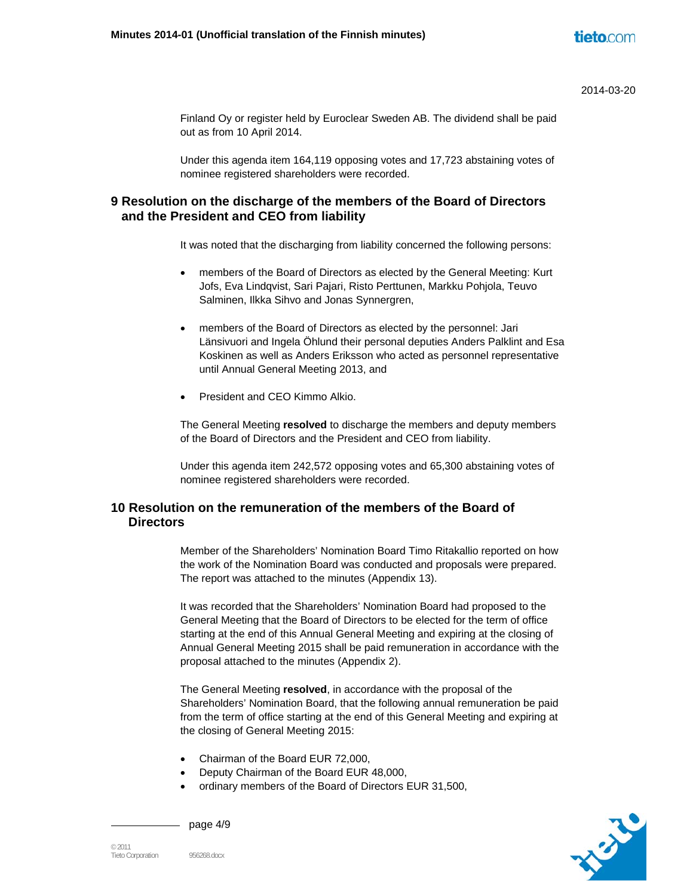Finland Oy or register held by Euroclear Sweden AB. The dividend shall be paid out as from 10 April 2014.

Under this agenda item 164,119 opposing votes and 17,723 abstaining votes of nominee registered shareholders were recorded.

## 9 Resolution on the discharge of the members of the Board of Directors and the President and CEO from liability

It was noted that the discharging from liability concerned the following persons:

- members of the Board of Directors as elected by the General Meeting: Kurt Jofs, Eva Lindqvist, Sari Pajari, Risto Perttunen, Markku Pohjola, Teuvo Salminen, Ilkka Sihvo and Jonas Synnergren,
- members of the Board of Directors as elected by the personnel: Jari Länsivuori and Ingela Öhlund their personal deputies Anders Palklint and Esa Koskinen as well as Anders Eriksson who acted as personnel representative until Annual General Meeting 2013, and
- President and CEO Kimmo Alkio.

The General Meeting **resolved** to discharge the members and deputy members of the Board of Directors and the President and CEO from liability.

Under this agenda item 242,572 opposing votes and 65,300 abstaining votes of nominee registered shareholders were recorded.

## 10 Resolution on the remuneration of the members of the Board of Directors

Member of the Shareholders' Nomination Board Timo Ritakallio reported on how the work of the Nomination Board was conducted and proposals were prepared. The report was attached to the minutes (Appendix 13).

It was recorded that the Shareholders' Nomination Board had proposed to the General Meeting that the Board of Directors to be elected for the term of office starting at the end of this Annual General Meeting and expiring at the closing of Annual General Meeting 2015 shall be paid remuneration in accordance with the proposal attached to the minutes (Appendix 2).

The General Meeting **resolved**, in accordance with the proposal of the Shareholders' Nomination Board, that the following annual remuneration be paid from the term of office starting at the end of this General Meeting and expiring at the closing of General Meeting 2015:

- Chairman of the Board EUR 72,000,
- Deputy Chairman of the Board EUR 48,000,
- ordinary members of the Board of Directors EUR 31,500,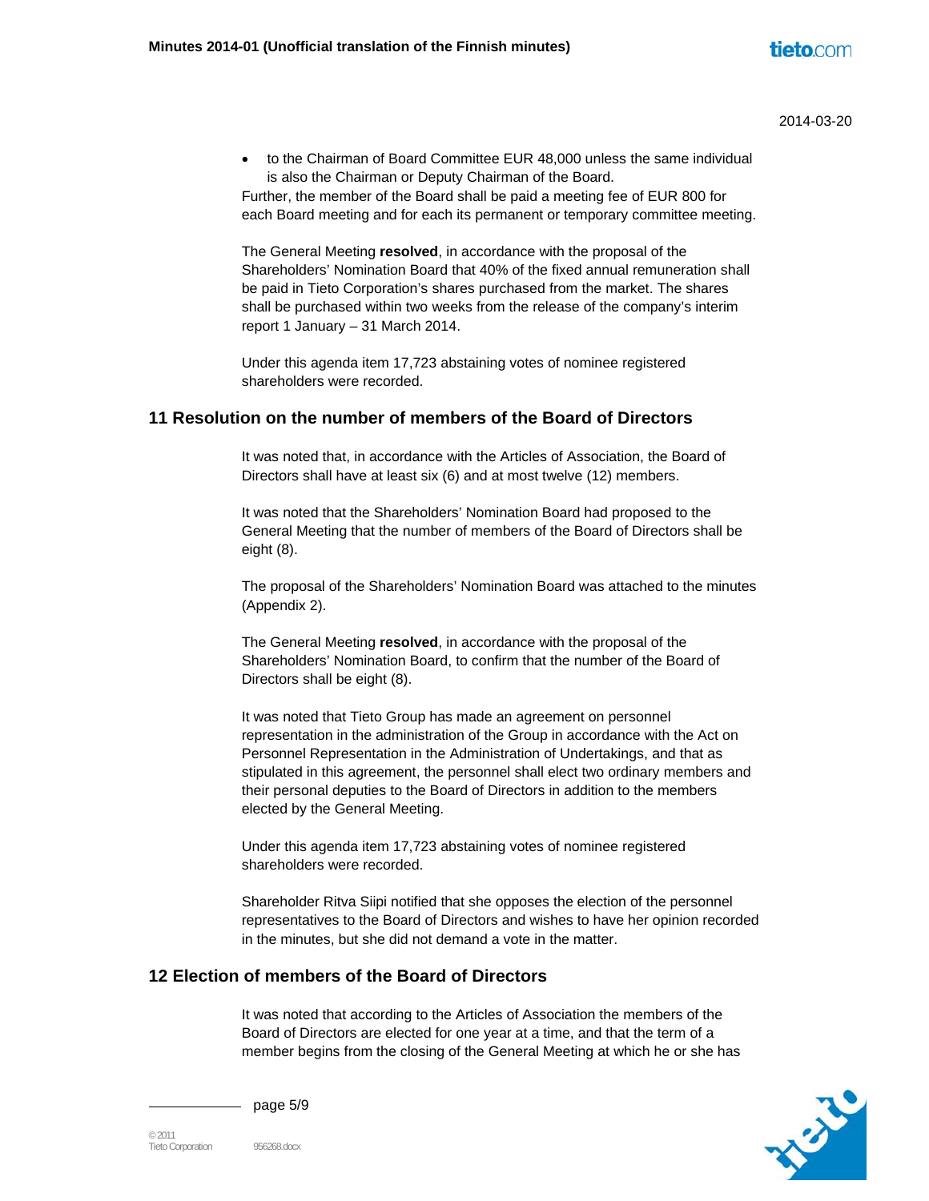- to the Chairman of Board Committee EUR 48,000 unless the same individual is also the Chairman or Deputy Chairman of the Board.

Further, the member of the Board shall be paid a meeting fee of EUR 800 for each Board meeting and for each its permanent or temporary committee meeting.

The General Meeting **resolved**, in accordance with the proposal of the Shareholders' Nomination Board that 40% of the fixed annual remuneration shall be paid in Tieto Corporation's shares purchased from the market. The shares shall be purchased within two weeks from the release of the company's interim report 1 January – 31 March 2014.

Under this agenda item 17,723 abstaining votes of nominee registered shareholders were recorded.

## 11 Resolution on the number of members of the Board of Directors

It was noted that, in accordance with the Articles of Association, the Board of Directors shall have at least six (6) and at most twelve (12) members.

It was noted that the Shareholders' Nomination Board had proposed to the General Meeting that the number of members of the Board of Directors shall be eight (8).

The proposal of the Shareholders' Nomination Board was attached to the minutes (Appendix 2).

The General Meeting **resolved**, in accordance with the proposal of the Shareholders' Nomination Board, to confirm that the number of the Board of Directors shall be eight (8).

It was noted that Tieto Group has made an agreement on personnel representation in the administration of the Group in accordance with the Act on Personnel Representation in the Administration of Undertakings, and that as stipulated in this agreement, the personnel shall elect two ordinary members and their personal deputies to the Board of Directors in addition to the members elected by the General Meeting.

Under this agenda item 17,723 abstaining votes of nominee registered shareholders were recorded.

Shareholder Ritva Siipi notified that she opposes the election of the personnel representatives to the Board of Directors and wishes to have her opinion recorded in the minutes, but she did not demand a vote in the matter.

## 12 Election of members of the Board of Directors

It was noted that according to the Articles of Association the members of the Board of Directors are elected for one year at a time, and that the term of a member begins from the closing of the General Meeting at which he or she has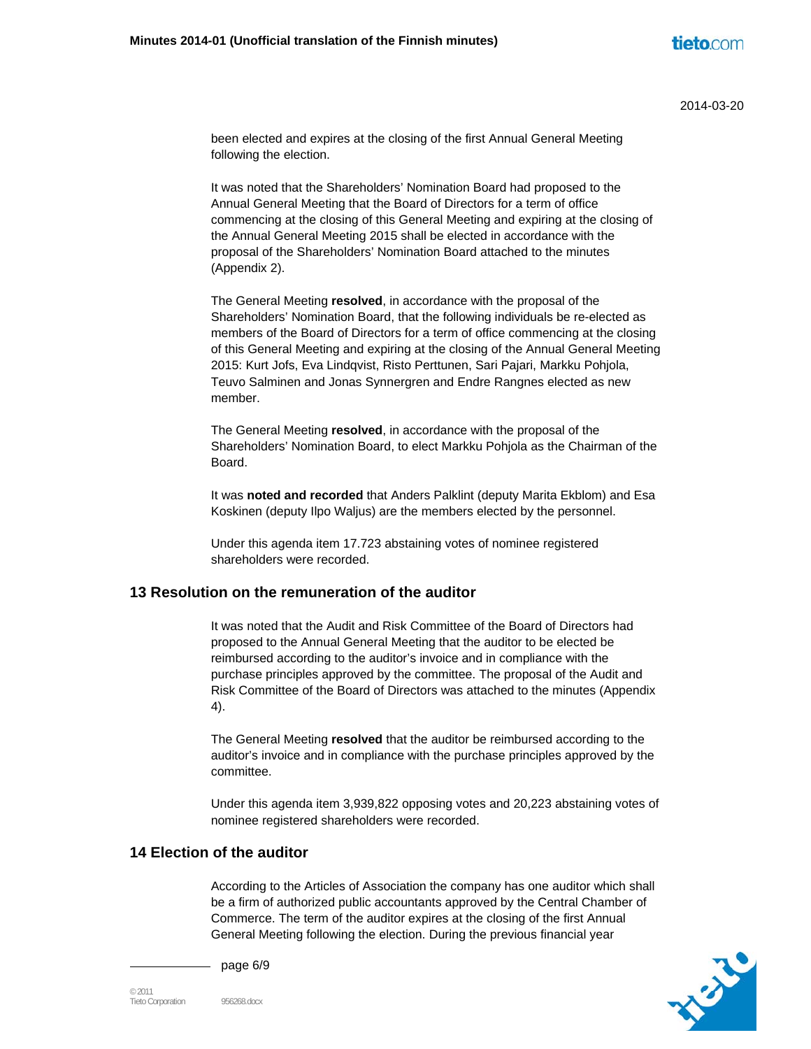been elected and expires at the closing of the first Annual General Meeting following the election.

It was noted that the Shareholders' Nomination Board had proposed to the Annual General Meeting that the Board of Directors for a term of office commencing at the closing of this General Meeting and expiring at the closing of the Annual General Meeting 2015 shall be elected in accordance with the proposal of the Shareholders' Nomination Board attached to the minutes (Appendix 2).

The General Meeting **resolved**, in accordance with the proposal of the Shareholders' Nomination Board, that the following individuals be re-elected as members of the Board of Directors for a term of office commencing at the closing of this General Meeting and expiring at the closing of the Annual General Meeting 2015: Kurt Jofs, Eva Lindqvist, Risto Perttunen, Sari Pajari, Markku Pohjola, Teuvo Salminen and Jonas Synnergren and Endre Rangnes elected as new member.

The General Meeting **resolved**, in accordance with the proposal of the Shareholders' Nomination Board, to elect Markku Pohjola as the Chairman of the Board.

It was **noted and recorded** that Anders Palklint (deputy Marita Ekblom) and Esa Koskinen (deputy Ilpo Waljus) are the members elected by the personnel.

Under this agenda item 17.723 abstaining votes of nominee registered shareholders were recorded.

## 13 Resolution on the remuneration of the auditor

It was noted that the Audit and Risk Committee of the Board of Directors had proposed to the Annual General Meeting that the auditor to be elected be reimbursed according to the auditor's invoice and in compliance with the purchase principles approved by the committee. The proposal of the Audit and Risk Committee of the Board of Directors was attached to the minutes (Appendix 4).

The General Meeting **resolved** that the auditor be reimbursed according to the auditor's invoice and in compliance with the purchase principles approved by the committee.

Under this agenda item 3,939,822 opposing votes and 20,223 abstaining votes of nominee registered shareholders were recorded.

## 14 Election of the auditor

According to the Articles of Association the company has one auditor which shall be a firm of authorized public accountants approved by the Central Chamber of Commerce. The term of the auditor expires at the closing of the first Annual General Meeting following the election. During the previous financial year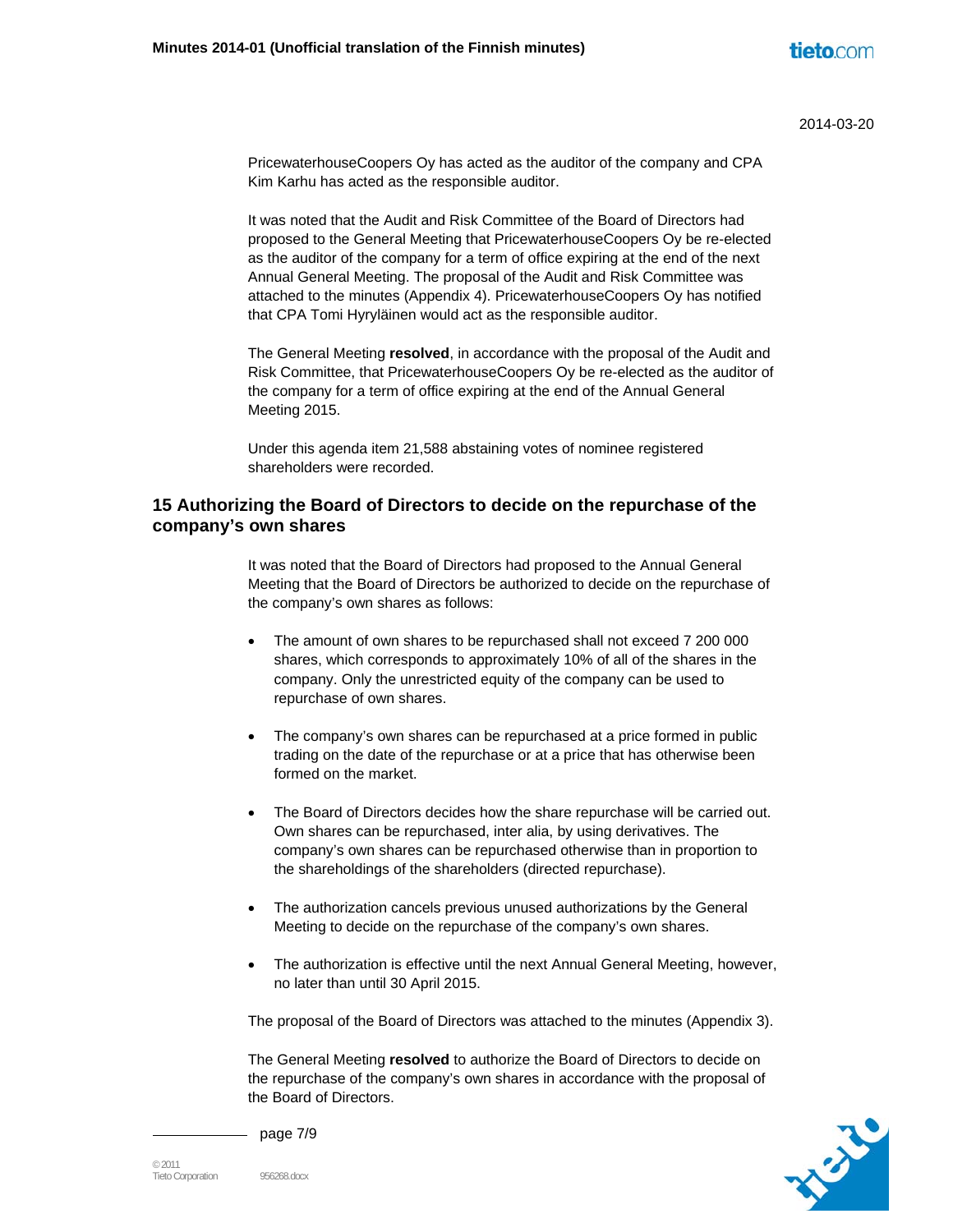PricewaterhouseCoopers Oy has acted as the auditor of the company and CPA Kim Karhu has acted as the responsible auditor.

It was noted that the Audit and Risk Committee of the Board of Directors had proposed to the General Meeting that PricewaterhouseCoopers Oy be re-elected as the auditor of the company for a term of office expiring at the end of the next Annual General Meeting. The proposal of the Audit and Risk Committee was attached to the minutes (Appendix 4). PricewaterhouseCoopers Oy has notified that CPA Tomi Hyryläinen would act as the responsible auditor.

The General Meeting **resolved**, in accordance with the proposal of the Audit and Risk Committee, that PricewaterhouseCoopers Oy be re-elected as the auditor of the company for a term of office expiring at the end of the Annual General Meeting 2015.

Under this agenda item 21,588 abstaining votes of nominee registered shareholders were recorded.

## 15 Authorizing the Board of Directors to decide on the repurchase of the company's own shares

It was noted that the Board of Directors had proposed to the Annual General Meeting that the Board of Directors be authorized to decide on the repurchase of the company's own shares as follows:

- The amount of own shares to be repurchased shall not exceed 7 200 000 shares, which corresponds to approximately 10% of all of the shares in the company. Only the unrestricted equity of the company can be used to repurchase of own shares.
- The company's own shares can be repurchased at a price formed in public trading on the date of the repurchase or at a price that has otherwise been formed on the market.
- The Board of Directors decides how the share repurchase will be carried out. Own shares can be repurchased, inter alia, by using derivatives. The company's own shares can be repurchased otherwise than in proportion to the shareholdings of the shareholders (directed repurchase).
- The authorization cancels previous unused authorizations by the General Meeting to decide on the repurchase of the company's own shares.
- The authorization is effective until the next Annual General Meeting, however, no later than until 30 April 2015.

The proposal of the Board of Directors was attached to the minutes (Appendix 3).

The General Meeting **resolved** to authorize the Board of Directors to decide on the repurchase of the company's own shares in accordance with the proposal of the Board of Directors.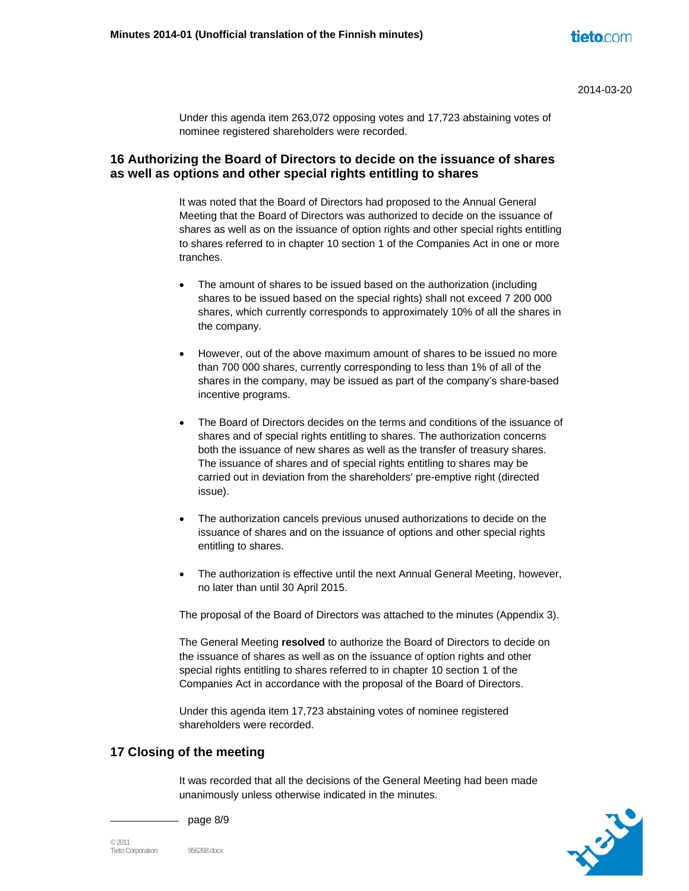Under this agenda item 263,072 opposing votes and 17,723 abstaining votes of nominee registered shareholders were recorded.

## 16 Authorizing the Board of Directors to decide on the issuance of shares as well as options and other special rights entitling to shares

It was noted that the Board of Directors had proposed to the Annual General Meeting that the Board of Directors was authorized to decide on the issuance of shares as well as on the issuance of option rights and other special rights entitling to shares referred to in chapter 10 section 1 of the Companies Act in one or more tranches.

- The amount of shares to be issued based on the authorization (including shares to be issued based on the special rights) shall not exceed 7 200 000 shares, which currently corresponds to approximately 10% of all the shares in the company.
- However, out of the above maximum amount of shares to be issued no more than 700 000 shares, currently corresponding to less than 1% of all of the shares in the company, may be issued as part of the company's share-based incentive programs.
- The Board of Directors decides on the terms and conditions of the issuance of shares and of special rights entitling to shares. The authorization concerns both the issuance of new shares as well as the transfer of treasury shares. The issuance of shares and of special rights entitling to shares may be carried out in deviation from the shareholders' pre-emptive right (directed issue).
- The authorization cancels previous unused authorizations to decide on the issuance of shares and on the issuance of options and other special rights entitling to shares.
- The authorization is effective until the next Annual General Meeting, however, no later than until 30 April 2015.

The proposal of the Board of Directors was attached to the minutes (Appendix 3).

The General Meeting **resolved** to authorize the Board of Directors to decide on the issuance of shares as well as on the issuance of option rights and other special rights entitling to shares referred to in chapter 10 section 1 of the Companies Act in accordance with the proposal of the Board of Directors.

Under this agenda item 17,723 abstaining votes of nominee registered shareholders were recorded.

## 17 Closing of the meeting

It was recorded that all the decisions of the General Meeting had been made unanimously unless otherwise indicated in the minutes.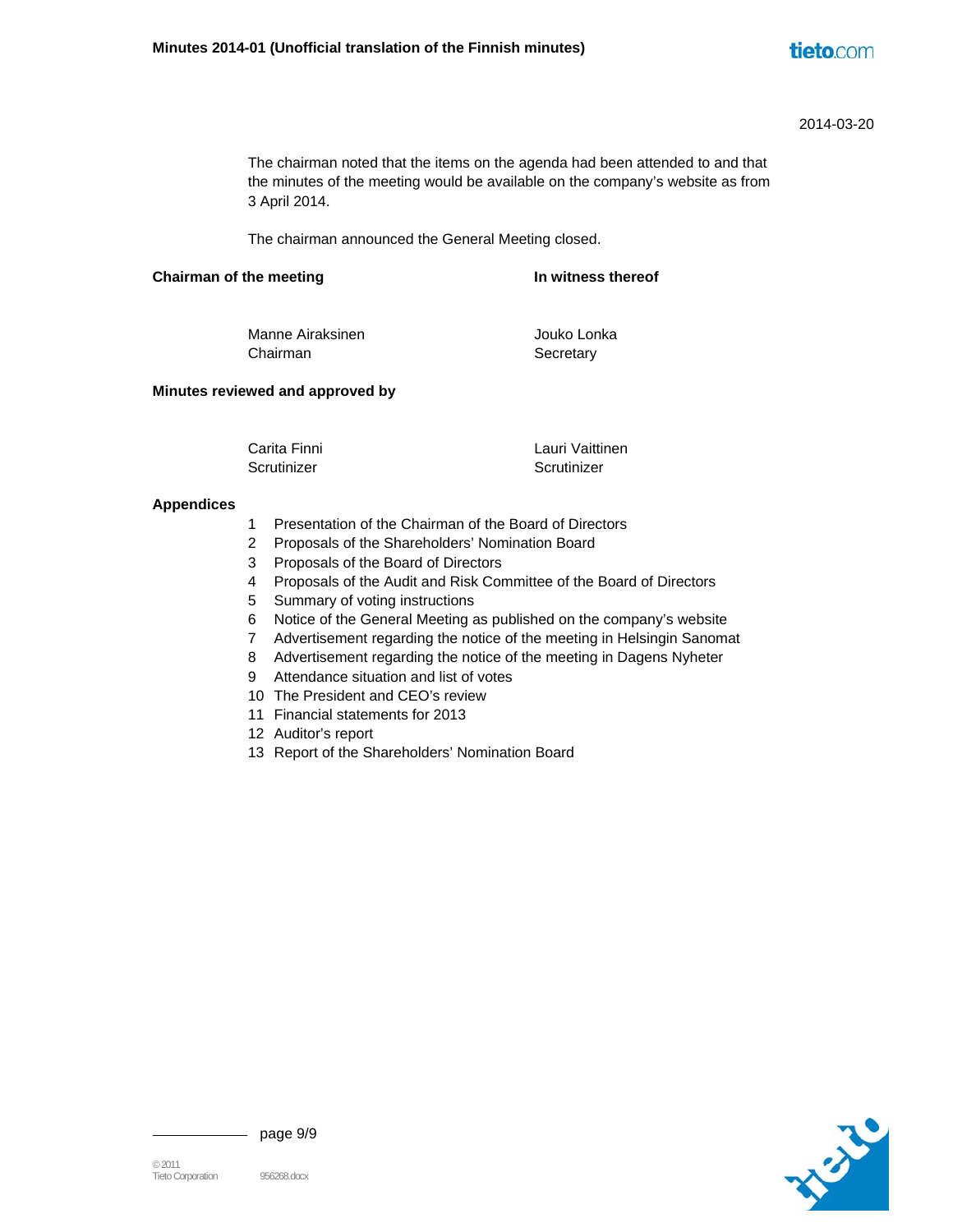2014-03-20

The chairman noted that the items on the agenda had been attended to and that the minutes of the meeting would be available on the company's website as from 3 April 2014.

The chairman announced the General Meeting closed.

| | |
|---|---|
| **Chairman of the meeting** | **In witness thereof** |
| Manne Airaksinen<br>Chairman | Jouko Lonka<br>Secretary |

**Minutes reviewed and approved by**

| | |
|---|---|
| Carita Finni<br>Scrutinizer | Lauri Vaittinen<br>Scrutinizer |

**Appendices**

1. Presentation of the Chairman of the Board of Directors
2. Proposals of the Shareholders' Nomination Board
3. Proposals of the Board of Directors
4. Proposals of the Audit and Risk Committee of the Board of Directors
5. Summary of voting instructions
6. Notice of the General Meeting as published on the company's website
7. Advertisement regarding the notice of the meeting in Helsingin Sanomat
8. Advertisement regarding the notice of the meeting in Dagens Nyheter
9. Attendance situation and list of votes
10. The President and CEO's review
11. Financial statements for 2013
12. Auditor's report
13. Report of the Shareholders' Nomination Board